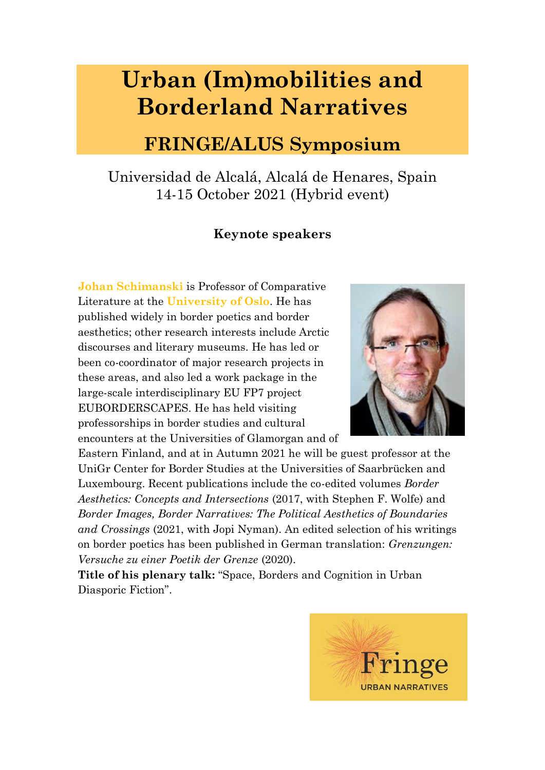# Urban (Im)mobilities and Borderland Narratives

## FRINGE/ALUS Symposium

Universidad de Alcalá, Alcalá de Henares, Spain
14-15 October 2021 (Hybrid event)

### Keynote speakers

**Johan Schimanski** is Professor of Comparative Literature at the **University of Oslo**. He has published widely in border poetics and border aesthetics; other research interests include Arctic discourses and literary museums. He has led or been co-coordinator of major research projects in these areas, and also led a work package in the large-scale interdisciplinary EU FP7 project EUBORDERSCAPES. He has held visiting professorships in border studies and cultural encounters at the Universities of Glamorgan and of Eastern Finland, and at in Autumn 2021 he will be guest professor at the UniGr Center for Border Studies at the Universities of Saarbrücken and Luxembourg. Recent publications include the co-edited volumes *Border Aesthetics: Concepts and Intersections* (2017, with Stephen F. Wolfe) and *Border Images, Border Narratives: The Political Aesthetics of Boundaries and Crossings* (2021, with Jopi Nyman). An edited selection of his writings on border poetics has been published in German translation: *Grenzungen: Versuche zu einer Poetik der Grenze* (2020).

**Title of his plenary talk:** "Space, Borders and Cognition in Urban Diasporic Fiction".

Fringe
URBAN NARRATIVES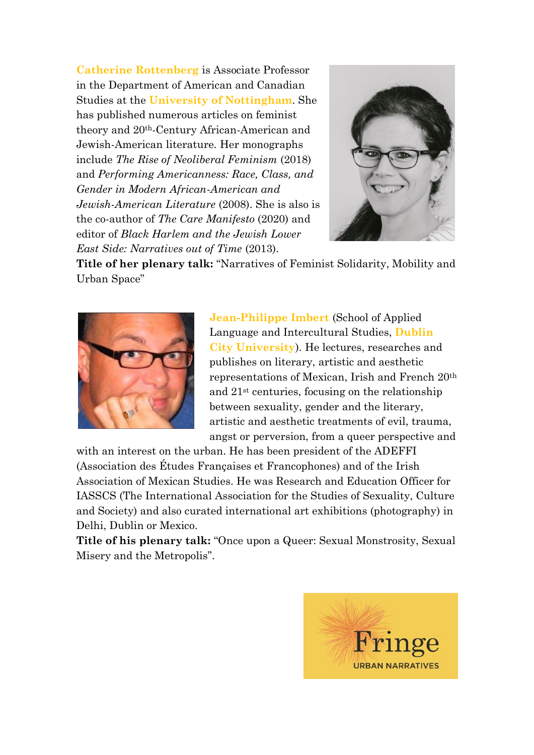**Catherine Rottenberg** is Associate Professor in the Department of American and Canadian Studies at the **University of Nottingham**. She has published numerous articles on feminist theory and 20th-Century African-American and Jewish-American literature. Her monographs include *The Rise of Neoliberal Feminism* (2018) and *Performing Americanness: Race, Class, and Gender in Modern African-American and Jewish-American Literature* (2008). She is also is the co-author of *The Care Manifesto* (2020) and editor of *Black Harlem and the Jewish Lower East Side: Narratives out of Time* (2013).

**Title of her plenary talk:** "Narratives of Feminist Solidarity, Mobility and Urban Space"

**Jean-Philippe Imbert** (School of Applied Language and Intercultural Studies, **Dublin City University**). He lectures, researches and publishes on literary, artistic and aesthetic representations of Mexican, Irish and French 20th and 21st centuries, focusing on the relationship between sexuality, gender and the literary, artistic and aesthetic treatments of evil, trauma, angst or perversion, from a queer perspective and with an interest on the urban. He has been president of the ADEFFI (Association des Études Françaises et Francophones) and of the Irish Association of Mexican Studies. He was Research and Education Officer for IASSCS (The International Association for the Studies of Sexuality, Culture and Society) and also curated international art exhibitions (photography) in Delhi, Dublin or Mexico.

**Title of his plenary talk:** "Once upon a Queer: Sexual Monstrosity, Sexual Misery and the Metropolis".

Fringe
URBAN NARRATIVES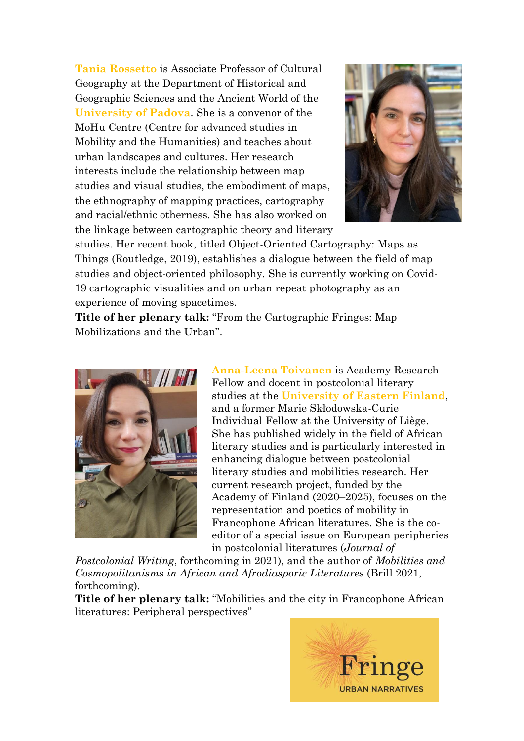**Tania Rossetto** is Associate Professor of Cultural Geography at the Department of Historical and Geographic Sciences and the Ancient World of the **University of Padova**. She is a convenor of the MoHu Centre (Centre for advanced studies in Mobility and the Humanities) and teaches about urban landscapes and cultures. Her research interests include the relationship between map studies and visual studies, the embodiment of maps, the ethnography of mapping practices, cartography and racial/ethnic otherness. She has also worked on the linkage between cartographic theory and literary studies. Her recent book, titled Object-Oriented Cartography: Maps as Things (Routledge, 2019), establishes a dialogue between the field of map studies and object-oriented philosophy. She is currently working on Covid-19 cartographic visualities and on urban repeat photography as an experience of moving spacetimes.

**Title of her plenary talk:** "From the Cartographic Fringes: Map Mobilizations and the Urban".

**Anna-Leena Toivanen** is Academy Research Fellow and docent in postcolonial literary studies at the **University of Eastern Finland**, and a former Marie Skłodowska-Curie Individual Fellow at the University of Liège. She has published widely in the field of African literary studies and is particularly interested in enhancing dialogue between postcolonial literary studies and mobilities research. Her current research project, funded by the Academy of Finland (2020–2025), focuses on the representation and poetics of mobility in Francophone African literatures. She is the co-editor of a special issue on European peripheries in postcolonial literatures (*Journal of Postcolonial Writing*, forthcoming in 2021), and the author of *Mobilities and Cosmopolitanisms in African and Afrodiasporic Literatures* (Brill 2021, forthcoming).

**Title of her plenary talk:** "Mobilities and the city in Francophone African literatures: Peripheral perspectives"

Fringe
URBAN NARRATIVES